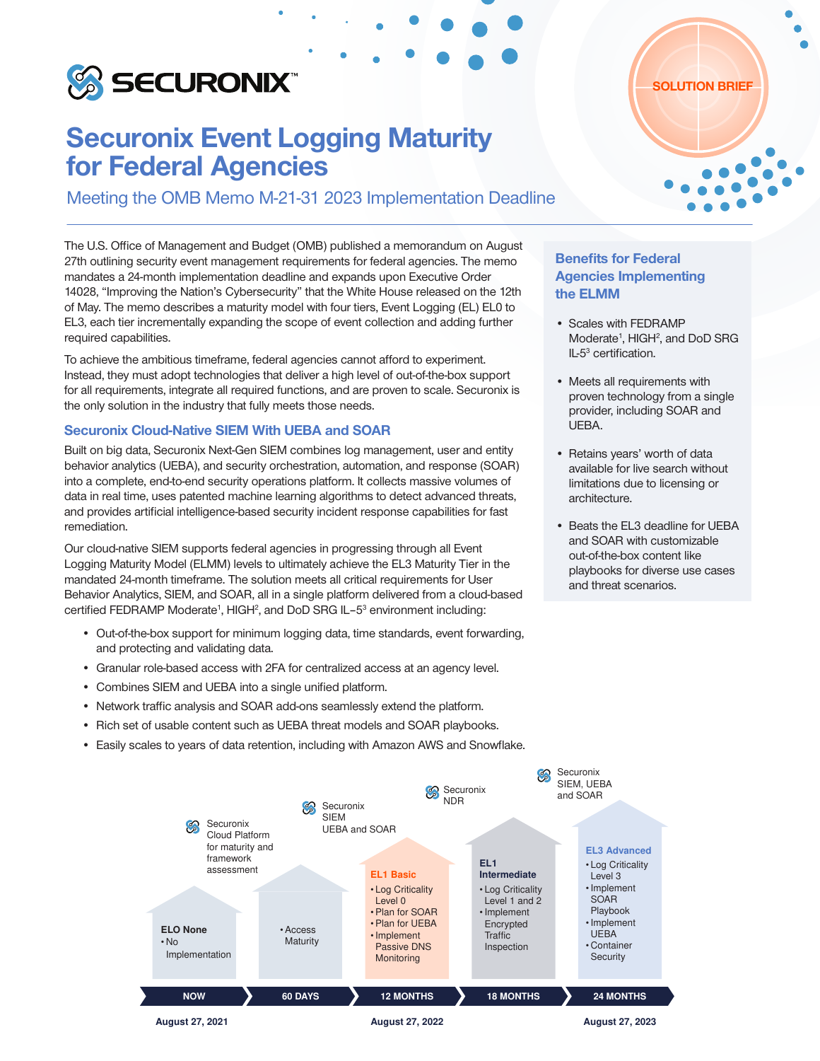SECURONIX™

SOLUTION BRIEF

# Securonix Event Logging Maturity for Federal Agencies

## Meeting the OMB Memo M-21-31 2023 Implementation Deadline

The U.S. Office of Management and Budget (OMB) published a memorandum on August 27th outlining security event management requirements for federal agencies. The memo mandates a 24-month implementation deadline and expands upon Executive Order 14028, "Improving the Nation's Cybersecurity" that the White House released on the 12th of May. The memo describes a maturity model with four tiers, Event Logging (EL) EL0 to EL3, each tier incrementally expanding the scope of event collection and adding further required capabilities.

To achieve the ambitious timeframe, federal agencies cannot afford to experiment. Instead, they must adopt technologies that deliver a high level of out-of-the-box support for all requirements, integrate all required functions, and are proven to scale. Securonix is the only solution in the industry that fully meets those needs.

### Securonix Cloud-Native SIEM With UEBA and SOAR

Built on big data, Securonix Next-Gen SIEM combines log management, user and entity behavior analytics (UEBA), and security orchestration, automation, and response (SOAR) into a complete, end-to-end security operations platform. It collects massive volumes of data in real time, uses patented machine learning algorithms to detect advanced threats, and provides artificial intelligence-based security incident response capabilities for fast remediation.

Our cloud-native SIEM supports federal agencies in progressing through all Event Logging Maturity Model (ELMM) levels to ultimately achieve the EL3 Maturity Tier in the mandated 24-month timeframe. The solution meets all critical requirements for User Behavior Analytics, SIEM, and SOAR, all in a single platform delivered from a cloud-based certified FEDRAMP Moderate[1], HIGH[2], and DoD SRG IL–5[3] environment including:

- Out-of-the-box support for minimum logging data, time standards, event forwarding, and protecting and validating data.
- Granular role-based access with 2FA for centralized access at an agency level.
- Combines SIEM and UEBA into a single unified platform.
- Network traffic analysis and SOAR add-ons seamlessly extend the platform.
- Rich set of usable content such as UEBA threat models and SOAR playbooks.
- Easily scales to years of data retention, including with Amazon AWS and Snowflake.

### Benefits for Federal Agencies Implementing the ELMM

- Scales with FEDRAMP Moderate[1], HIGH[2], and DoD SRG IL-5[3] certification.
- Meets all requirements with proven technology from a single provider, including SOAR and UEBA.
- Retains years' worth of data available for live search without limitations due to licensing or architecture.
- Beats the EL3 deadline for UEBA and SOAR with customizable out-of-the-box content like playbooks for diverse use cases and threat scenarios.

Securonix Cloud Platform for maturity and framework assessment

ELO None
- No Implementation

NOW
August 27, 2021

Securonix SIEM UEBA and SOAR

- Access Maturity

60 DAYS

EL1 Basic
- Log Criticality Level 0
- Plan for SOAR
- Plan for UEBA
- Implement Passive DNS Monitoring

12 MONTHS
August 27, 2022

Securonix NDR

EL1 Intermediate
- Log Criticality Level 1 and 2
- Implement Encrypted Traffic Inspection

18 MONTHS

Securonix SIEM, UEBA and SOAR

EL3 Advanced
- Log Criticality Level 3
- Implement SOAR Playbook
- Implement UEBA
- Container Security

24 MONTHS
August 27, 2023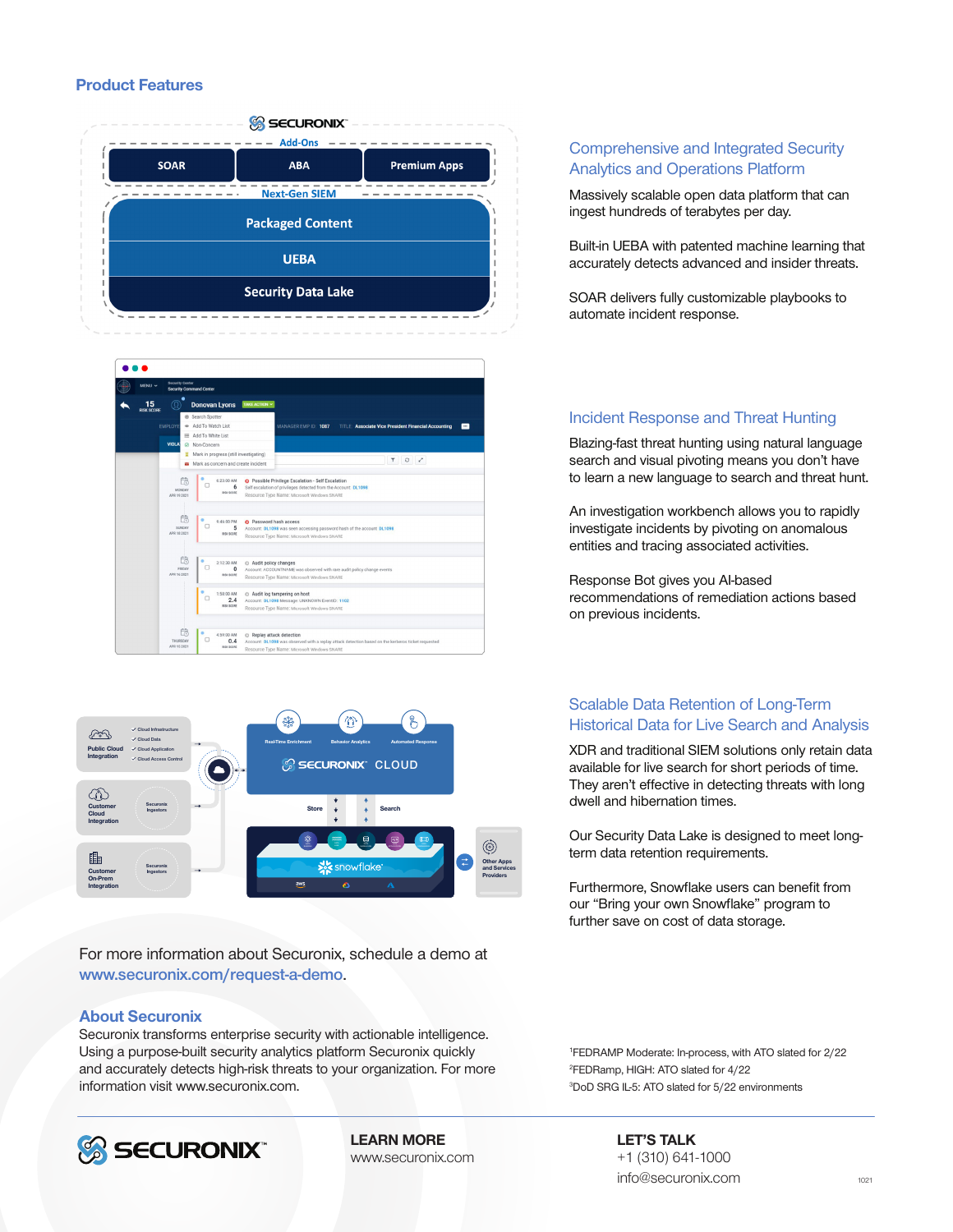## Product Features

### Comprehensive and Integrated Security Analytics and Operations Platform

Massively scalable open data platform that can ingest hundreds of terabytes per day.

Built-in UEBA with patented machine learning that accurately detects advanced and insider threats.

SOAR delivers fully customizable playbooks to automate incident response.

### Incident Response and Threat Hunting

Blazing-fast threat hunting using natural language search and visual pivoting means you don't have to learn a new language to search and threat hunt.

An investigation workbench allows you to rapidly investigate incidents by pivoting on anomalous entities and tracing associated activities.

Response Bot gives you AI-based recommendations of remediation actions based on previous incidents.

### Scalable Data Retention of Long-Term Historical Data for Live Search and Analysis

XDR and traditional SIEM solutions only retain data available for live search for short periods of time. They aren't effective in detecting threats with long dwell and hibernation times.

Our Security Data Lake is designed to meet long-term data retention requirements.

Furthermore, Snowflake users can benefit from our "Bring your own Snowflake" program to further save on cost of data storage.

For more information about Securonix, schedule a demo at www.securonix.com/request-a-demo.

## About Securonix

Securonix transforms enterprise security with actionable intelligence. Using a purpose-built security analytics platform Securonix quickly and accurately detects high-risk threats to your organization. For more information visit www.securonix.com.

[1]FEDRAMP Moderate: In-process, with ATO slated for 2/22
[2]FEDRamp, HIGH: ATO slated for 4/22
[3]DoD SRG IL-5: ATO slated for 5/22 environments

**LEARN MORE**
www.securonix.com

**LET'S TALK**
+1 (310) 641-1000
info@securonix.com

1021